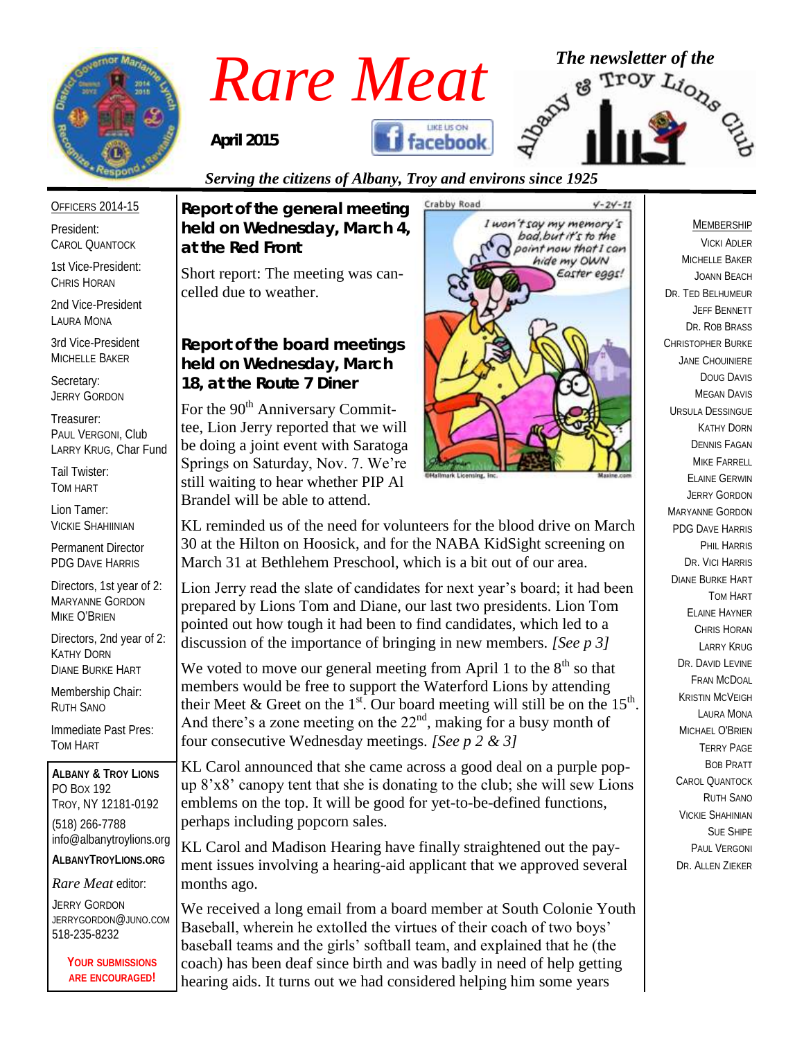# Rare Meat

**April 2015**

*The newsletter of the Albany & Troy Lions Club*

*Serving the citizens of Albany, Troy and environs since 1925*

OFFICERS 2014-15

President:
CAROL QUANTOCK

1st Vice-President:
CHRIS HORAN

2nd Vice-President
LAURA MONA

3rd Vice-President
MICHELLE BAKER

Secretary:
JERRY GORDON

Treasurer:
PAUL VERGONI, Club
LARRY KRUG, Char Fund

Tail Twister:
TOM HART

Lion Tamer:
VICKIE SHAHIINIAN

Permanent Director
PDG DAVE HARRIS

Directors, 1st year of 2:
MARYANNE GORDON
MIKE O'BRIEN

Directors, 2nd year of 2:
KATHY DORN
DIANE BURKE HART

Membership Chair:
RUTH SANO

Immediate Past Pres:
TOM HART

**ALBANY & TROY LIONS**
PO BOX 192
TROY, NY 12181-0192
(518) 266-7788
info@albanytroylions.org
**ALBANYTROYLIONS.ORG**

*Rare Meat* editor:
JERRY GORDON
JERRYGORDON@JUNO.COM
518-235-8232

**YOUR SUBMISSIONS ARE ENCOURAGED!**

## Report of the general meeting held on Wednesday, March 4, at the Red Front

Short report: The meeting was cancelled due to weather.

## Report of the board meetings held on Wednesday, March 18, at the Route 7 Diner

For the 90th Anniversary Committee, Lion Jerry reported that we will be doing a joint event with Saratoga Springs on Saturday, Nov. 7. We're still waiting to hear whether PIP Al Brandel will be able to attend.

KL reminded us of the need for volunteers for the blood drive on March 30 at the Hilton on Hoosick, and for the NABA KidSight screening on March 31 at Bethlehem Preschool, which is a bit out of our area.

Lion Jerry read the slate of candidates for next year's board; it had been prepared by Lions Tom and Diane, our last two presidents. Lion Tom pointed out how tough it had been to find candidates, which led to a discussion of the importance of bringing in new members. *[See p 3]*

We voted to move our general meeting from April 1 to the 8th so that members would be free to support the Waterford Lions by attending their Meet & Greet on the 1st. Our board meeting will still be on the 15th. And there's a zone meeting on the 22nd, making for a busy month of four consecutive Wednesday meetings. *[See p 2 & 3]*

KL Carol announced that she came across a good deal on a purple pop-up 8'x8' canopy tent that she is donating to the club; she will sew Lions emblems on the top. It will be good for yet-to-be-defined functions, perhaps including popcorn sales.

KL Carol and Madison Hearing have finally straightened out the payment issues involving a hearing-aid applicant that we approved several months ago.

We received a long email from a board member at South Colonie Youth Baseball, wherein he extolled the virtues of their coach of two boys' baseball teams and the girls' softball team, and explained that he (the coach) has been deaf since birth and was badly in need of help getting hearing aids. It turns out we had considered helping him some years

MEMBERSHIP

VICKI ADLER
MICHELLE BAKER
JOANN BEACH
DR. TED BELHUMEUR
JEFF BENNETT
DR. ROB BRASS
CHRISTOPHER BURKE
JANE CHOUINIERE
DOUG DAVIS
MEGAN DAVIS
URSULA DESSINGUE
KATHY DORN
DENNIS FAGAN
MIKE FARRELL
ELAINE GERWIN
JERRY GORDON
MARYANNE GORDON
PDG DAVE HARRIS
PHIL HARRIS
DR. VICI HARRIS
DIANE BURKE HART
TOM HART
ELAINE HAYNER
CHRIS HORAN
LARRY KRUG
DR. DAVID LEVINE
FRAN MCDOAL
KRISTIN MCVEIGH
LAURA MONA
MICHAEL O'BRIEN
TERRY PAGE
BOB PRATT
CAROL QUANTOCK
RUTH SANO
VICKIE SHAHINIAN
SUE SHIPE
PAUL VERGONI
DR. ALLEN ZIEKER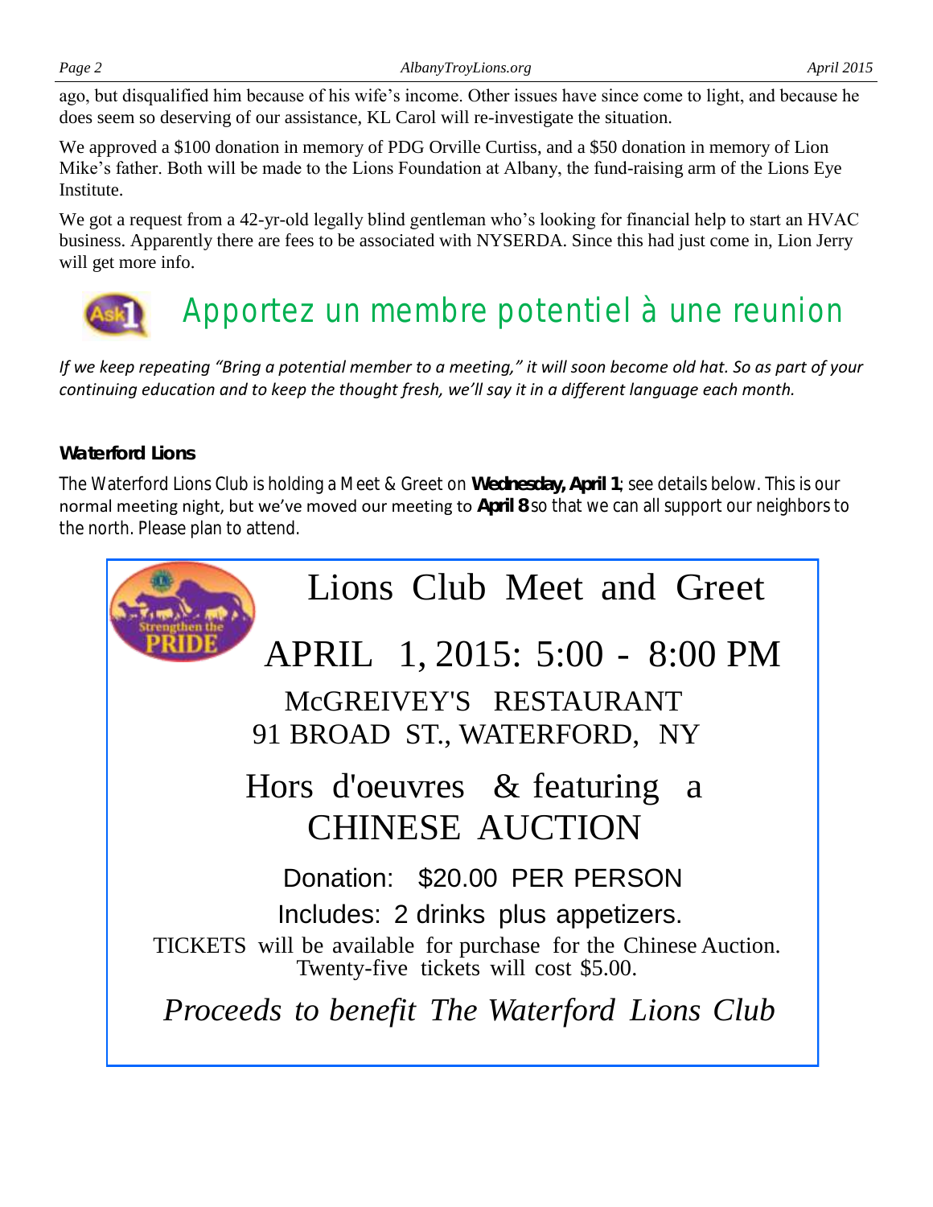ago, but disqualified him because of his wife's income. Other issues have since come to light, and because he does seem so deserving of our assistance, KL Carol will re-investigate the situation.

We approved a $100 donation in memory of PDG Orville Curtiss, and a $50 donation in memory of Lion Mike's father. Both will be made to the Lions Foundation at Albany, the fund-raising arm of the Lions Eye Institute.

We got a request from a 42-yr-old legally blind gentleman who's looking for financial help to start an HVAC business. Apparently there are fees to be associated with NYSERDA. Since this had just come in, Lion Jerry will get more info.

## Apportez un membre potentiel à une reunion

*If we keep repeating "Bring a potential member to a meeting," it will soon become old hat. So as part of your continuing education and to keep the thought fresh, we'll say it in a different language each month.*

### Waterford Lions

The Waterford Lions Club is holding a Meet & Greet on **Wednesday, April 1**; see details below. This is our normal meeting night, but we've moved our meeting to **April 8** so that we can all support our neighbors to the north. Please plan to attend.

## Lions Club Meet and Greet

## APRIL 1, 2015: 5:00 - 8:00 PM

McGREIVEY'S RESTAURANT
91 BROAD ST., WATERFORD, NY

Hors d'oeuvres & featuring a
CHINESE AUCTION

Donation: $20.00 PER PERSON

Includes: 2 drinks plus appetizers.

TICKETS will be available for purchase for the Chinese Auction.
Twenty-five tickets will cost $5.00.

*Proceeds to benefit The Waterford Lions Club*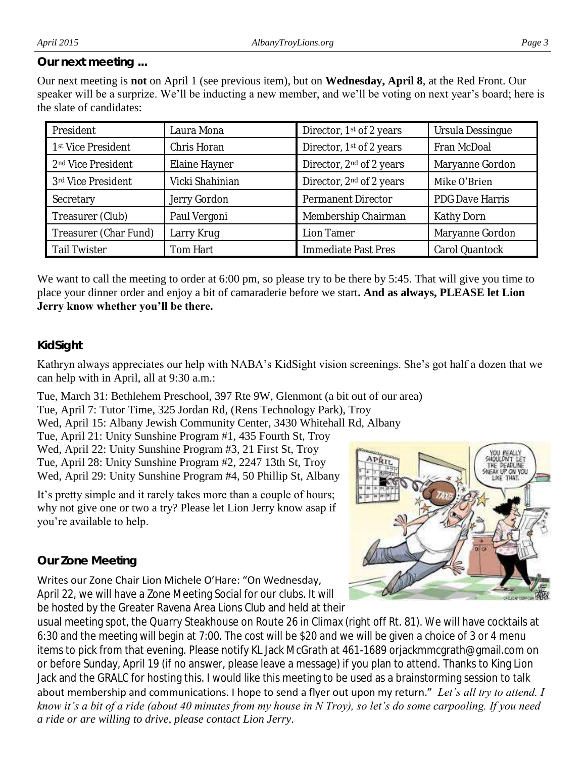## Our next meeting ...

Our next meeting is **not** on April 1 (see previous item), but on **Wednesday, April 8**, at the Red Front. Our speaker will be a surprize. We'll be inducting a new member, and we'll be voting on next year's board; here is the slate of candidates:

| President | Laura Mona | Director, 1st of 2 years | Ursula Dessingue |
|---|---|---|---|
| 1st Vice President | Chris Horan | Director, 1st of 2 years | Fran McDoal |
| 2nd Vice President | Elaine Hayner | Director, 2nd of 2 years | Maryanne Gordon |
| 3rd Vice President | Vicki Shahinian | Director, 2nd of 2 years | Mike O'Brien |
| Secretary | Jerry Gordon | Permanent Director | PDG Dave Harris |
| Treasurer (Club) | Paul Vergoni | Membership Chairman | Kathy Dorn |
| Treasurer (Char Fund) | Larry Krug | Lion Tamer | Maryanne Gordon |
| Tail Twister | Tom Hart | Immediate Past Pres | Carol Quantock |

We want to call the meeting to order at 6:00 pm, so please try to be there by 5:45. That will give you time to place your dinner order and enjoy a bit of camaraderie before we start**. And as always, PLEASE let Lion Jerry know whether you'll be there.**

## KidSight

Kathryn always appreciates our help with NABA's KidSight vision screenings. She's got half a dozen that we can help with in April, all at 9:30 a.m.:

Tue, March 31: Bethlehem Preschool, 397 Rte 9W, Glenmont (a bit out of our area)
Tue, April 7: Tutor Time, 325 Jordan Rd, (Rens Technology Park), Troy
Wed, April 15: Albany Jewish Community Center, 3430 Whitehall Rd, Albany
Tue, April 21: Unity Sunshine Program #1, 435 Fourth St, Troy
Wed, April 22: Unity Sunshine Program #3, 21 First St, Troy
Tue, April 28: Unity Sunshine Program #2, 2247 13th St, Troy
Wed, April 29: Unity Sunshine Program #4, 50 Phillip St, Albany

It's pretty simple and it rarely takes more than a couple of hours; why not give one or two a try? Please let Lion Jerry know asap if you're available to help.

## Our Zone Meeting

Writes our Zone Chair Lion Michele O'Hare: "On Wednesday, April 22, we will have a Zone Meeting Social for our clubs. It will be hosted by the Greater Ravena Area Lions Club and held at their usual meeting spot, the Quarry Steakhouse on Route 26 in Climax (right off Rt. 81). We will have cocktails at 6:30 and the meeting will begin at 7:00. The cost will be $20 and we will be given a choice of 3 or 4 menu items to pick from that evening. Please notify KL Jack McGrath at 461-1689 orjackmmcgrath@gmail.com on or before Sunday, April 19 (if no answer, please leave a message) if you plan to attend. Thanks to King Lion Jack and the GRALC for hosting this. I would like this meeting to be used as a brainstorming session to talk about membership and communications. I hope to send a flyer out upon my return." *Let's all try to attend. I know it's a bit of a ride (about 40 minutes from my house in N Troy), so let's do some carpooling. If you need a ride or are willing to drive, please contact Lion Jerry.*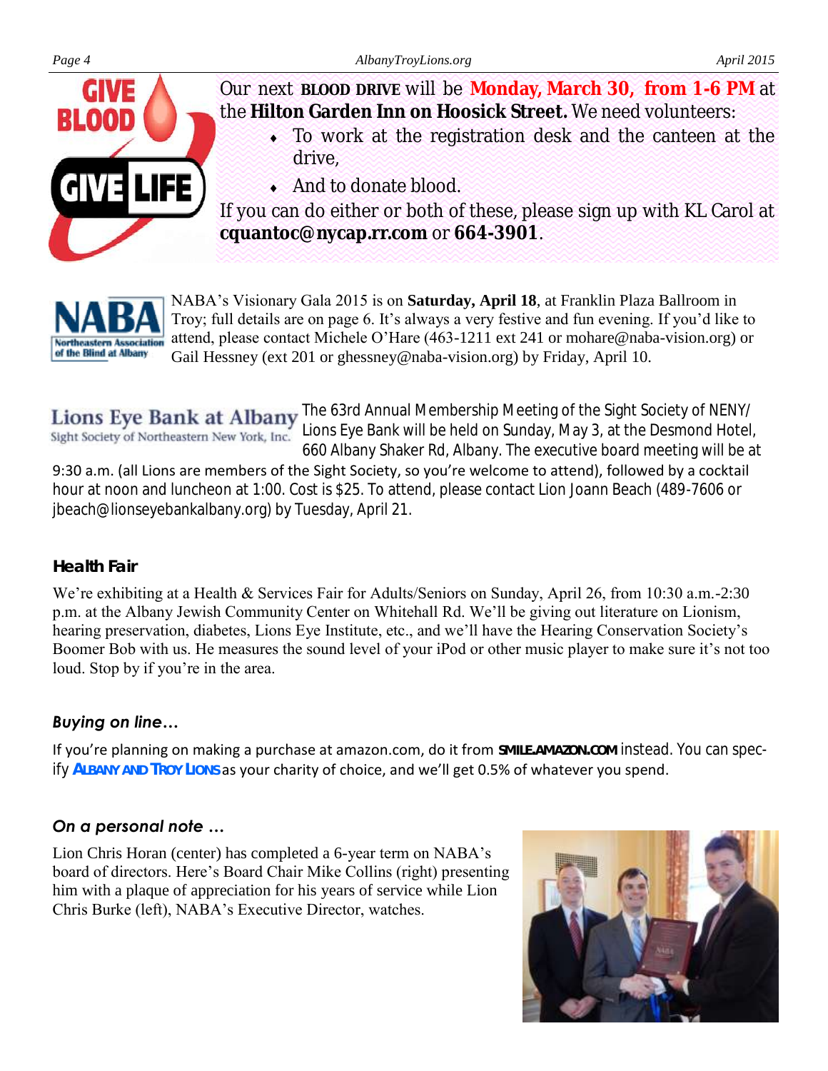Our next **BLOOD DRIVE** will be **Monday, March 30, from 1-6 PM** at the **Hilton Garden Inn on Hoosick Street.** We need volunteers:

- To work at the registration desk and the canteen at the drive,
- And to donate blood.

If you can do either or both of these, please sign up with KL Carol at **cquantoc@nycap.rr.com** or **664-3901**.

NABA's Visionary Gala 2015 is on **Saturday, April 18**, at Franklin Plaza Ballroom in Troy; full details are on page 6. It's always a very festive and fun evening. If you'd like to attend, please contact Michele O'Hare (463-1211 ext 241 or mohare@naba-vision.org) or Gail Hessney (ext 201 or ghessney@naba-vision.org) by Friday, April 10.

The 63rd Annual Membership Meeting of the Sight Society of NENY/ Lions Eye Bank will be held on Sunday, May 3, at the Desmond Hotel, 660 Albany Shaker Rd, Albany. The executive board meeting will be at 9:30 a.m. (all Lions are members of the Sight Society, so you're welcome to attend), followed by a cocktail hour at noon and luncheon at 1:00. Cost is $25. To attend, please contact Lion Joann Beach (489-7606 or jbeach@lionseyebankalbany.org) by Tuesday, April 21.

### Health Fair

We're exhibiting at a Health & Services Fair for Adults/Seniors on Sunday, April 26, from 10:30 a.m.-2:30 p.m. at the Albany Jewish Community Center on Whitehall Rd. We'll be giving out literature on Lionism, hearing preservation, diabetes, Lions Eye Institute, etc., and we'll have the Hearing Conservation Society's Boomer Bob with us. He measures the sound level of your iPod or other music player to make sure it's not too loud. Stop by if you're in the area.

### *Buying on line…*

If you're planning on making a purchase at amazon.com, do it from **SMILE.AMAZON.COM** instead. You can specify **ALBANY AND TROY LIONS** as your charity of choice, and we'll get 0.5% of whatever you spend.

### *On a personal note …*

Lion Chris Horan (center) has completed a 6-year term on NABA's board of directors. Here's Board Chair Mike Collins (right) presenting him with a plaque of appreciation for his years of service while Lion Chris Burke (left), NABA's Executive Director, watches.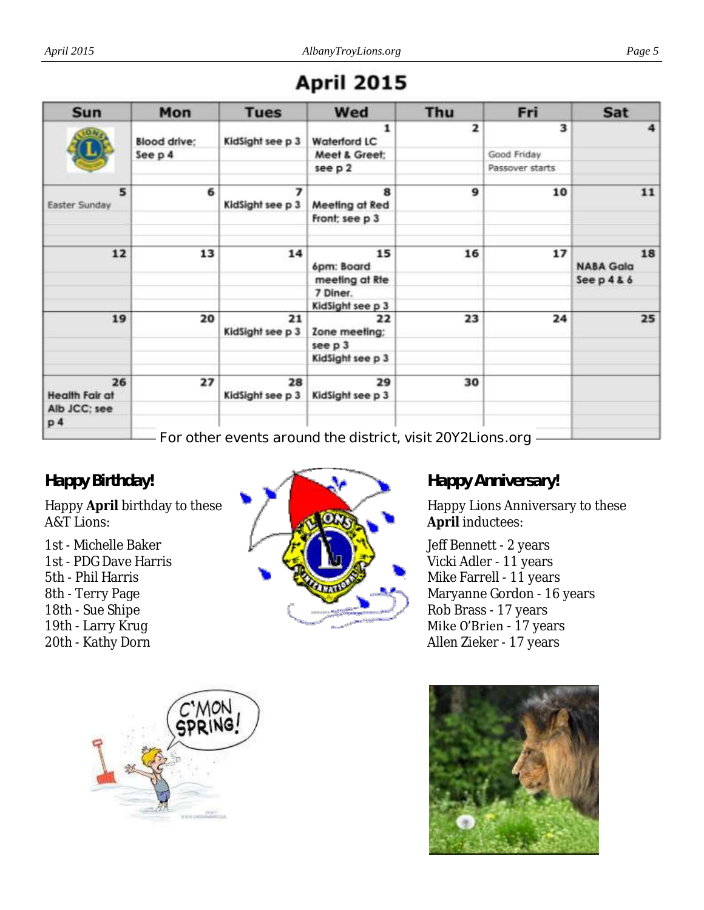# April 2015

| Sun | Mon | Tues | Wed | Thu | Fri | Sat |
|---|---|---|---|---|---|---|
| | Blood drive; See p 4 | KidSight see p 3 | 1 Waterford LC Meet & Greet; see p 2 | 2 | 3 Good Friday Passover starts | 4 |
| 5 Easter Sunday | 6 | 7 KidSight see p 3 | 8 Meeting at Red Front; see p 3 | 9 | 10 | 11 |
| 12 | 13 | 14 | 15 6pm: Board meeting at Rte 7 Diner. KidSight see p 3 | 16 | 17 | 18 NABA Gala See p 4 & 6 |
| 19 | 20 | 21 KidSight see p 3 | 22 Zone meeting; see p 3 KidSight see p 3 | 23 | 24 | 25 |
| 26 Health Fair at Alb JCC; see p 4 | 27 | 28 KidSight see p 3 | 29 KidSight see p 3 | 30 | | |

For other events around the district, visit 20Y2Lions.org

## Happy Birthday!

Happy **April** birthday to these A&T Lions:

1st - Michelle Baker
1st - PDG Dave Harris
5th - Phil Harris
8th - Terry Page
18th - Sue Shipe
19th - Larry Krug
20th - Kathy Dorn

## Happy Anniversary!

Happy Lions Anniversary to these **April** inductees:

Jeff Bennett - 2 years
Vicki Adler - 11 years
Mike Farrell - 11 years
Maryanne Gordon - 16 years
Rob Brass - 17 years
Mike O'Brien - 17 years
Allen Zieker - 17 years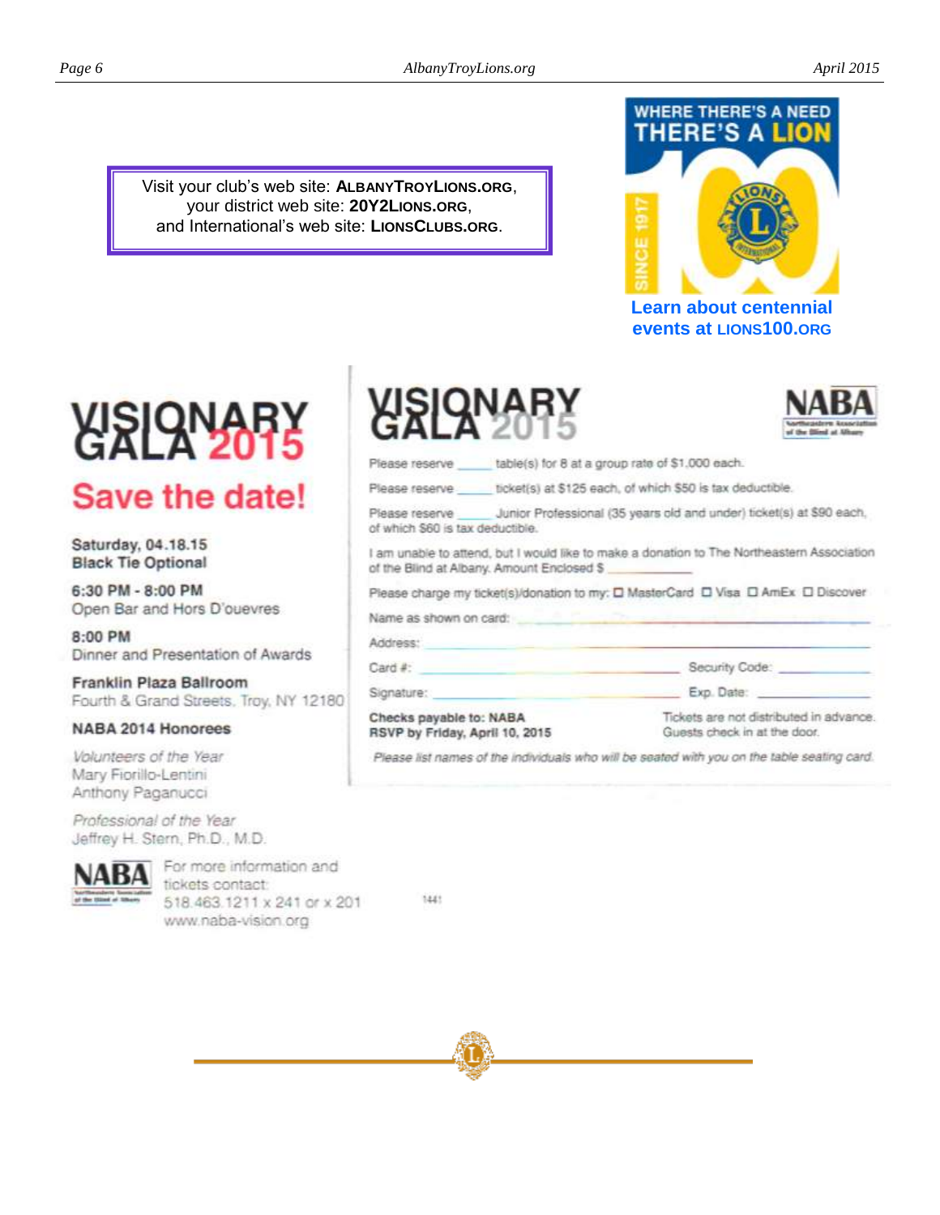Visit your club's web site: **ALBANYTROYLIONS.ORG**, your district web site: **20Y2LIONS.ORG**, and International's web site: **LIONSCLUBS.ORG**.

WHERE THERE'S A NEED THERE'S A LION

SINCE 1917

**Learn about centennial events at LIONS100.ORG**

# VISIONARY GALA 2015

## Save the date!

**Saturday, 04.18.15**
**Black Tie Optional**

**6:30 PM - 8:00 PM**
Open Bar and Hors D'ouevres

**8:00 PM**
Dinner and Presentation of Awards

**Franklin Plaza Ballroom**
Fourth & Grand Streets, Troy, NY 12180

**NABA 2014 Honorees**

*Volunteers of the Year*
Mary Fiorillo-Lentini
Anthony Paganucci

*Professional of the Year*
Jeffrey H. Stern, Ph.D., M.D.

NABA Northeastern Association of the Blind at Albany

For more information and tickets contact:
518.463.1211 x 241 or x 201
www.naba-vision.org

# VISIONARY GALA 2015

NABA Northeastern Association of the Blind at Albany

Please reserve _____ table(s) for 8 at a group rate of $1,000 each.

Please reserve _____ ticket(s) at $125 each, of which $50 is tax deductible.

Please reserve _____ Junior Professional (35 years old and under) ticket(s) at $90 each, of which $60 is tax deductible.

I am unable to attend, but I would like to make a donation to The Northeastern Association of the Blind at Albany. Amount Enclosed $ __________

Please charge my ticket(s)/donation to my: ☐ MasterCard ☐ Visa ☐ AmEx ☐ Discover

Name as shown on card: ______________________

Address: ______________________

Card #: ______________________ Security Code: __________

Signature: ______________________ Exp. Date: __________

**Checks payable to: NABA**
**RSVP by Friday, April 10, 2015**

Tickets are not distributed in advance. Guests check in at the door.

*Please list names of the individuals who will be seated with you on the table seating card.*

1441